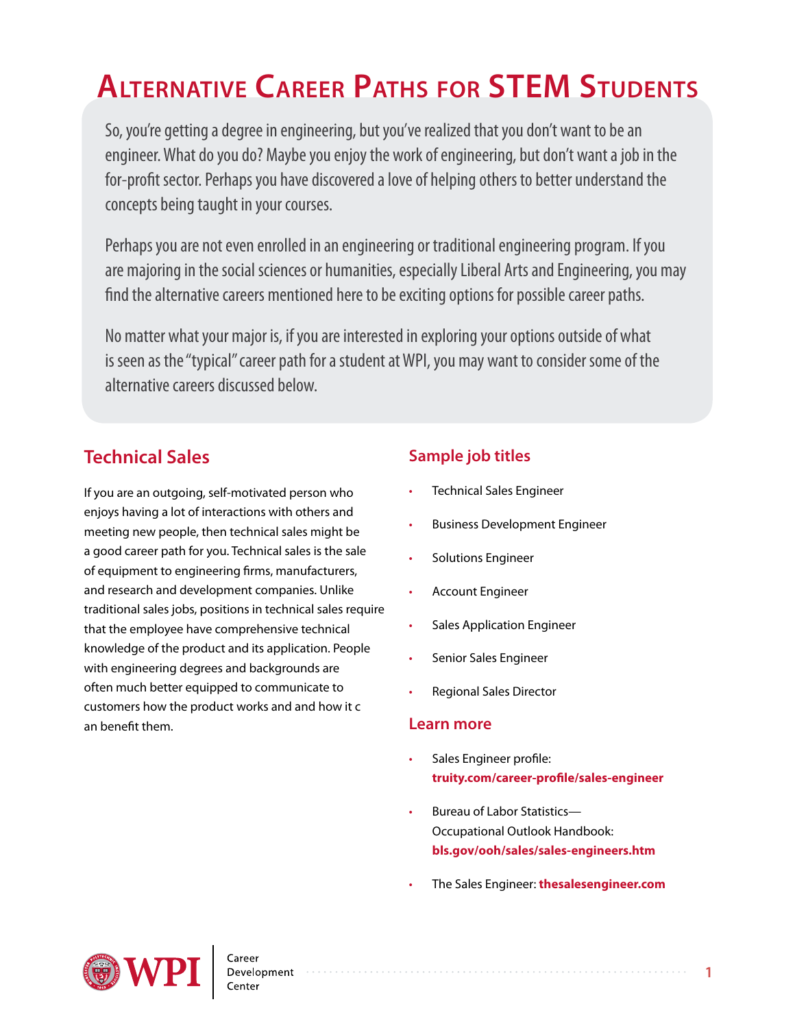# Alternative Career Paths for STEM Students

So, you're getting a degree in engineering, but you've realized that you don't want to be an engineer. What do you do? Maybe you enjoy the work of engineering, but don't want a job in the for-profit sector. Perhaps you have discovered a love of helping others to better understand the concepts being taught in your courses.

Perhaps you are not even enrolled in an engineering or traditional engineering program. If you are majoring in the social sciences or humanities, especially Liberal Arts and Engineering, you may find the alternative careers mentioned here to be exciting options for possible career paths.

No matter what your major is, if you are interested in exploring your options outside of what is seen as the "typical" career path for a student at WPI, you may want to consider some of the alternative careers discussed below.

## Technical Sales

If you are an outgoing, self-motivated person who enjoys having a lot of interactions with others and meeting new people, then technical sales might be a good career path for you. Technical sales is the sale of equipment to engineering firms, manufacturers, and research and development companies. Unlike traditional sales jobs, positions in technical sales require that the employee have comprehensive technical knowledge of the product and its application. People with engineering degrees and backgrounds are often much better equipped to communicate to customers how the product works and and how it c an benefit them.

### Sample job titles

- Technical Sales Engineer
- Business Development Engineer
- Solutions Engineer
- Account Engineer
- Sales Application Engineer
- Senior Sales Engineer
- Regional Sales Director

### Learn more

- Sales Engineer profile: **truity.com/career-profile/sales-engineer**
- Bureau of Labor Statistics—Occupational Outlook Handbook: **bls.gov/ooh/sales/sales-engineers.htm**
- The Sales Engineer: **thesalesengineer.com**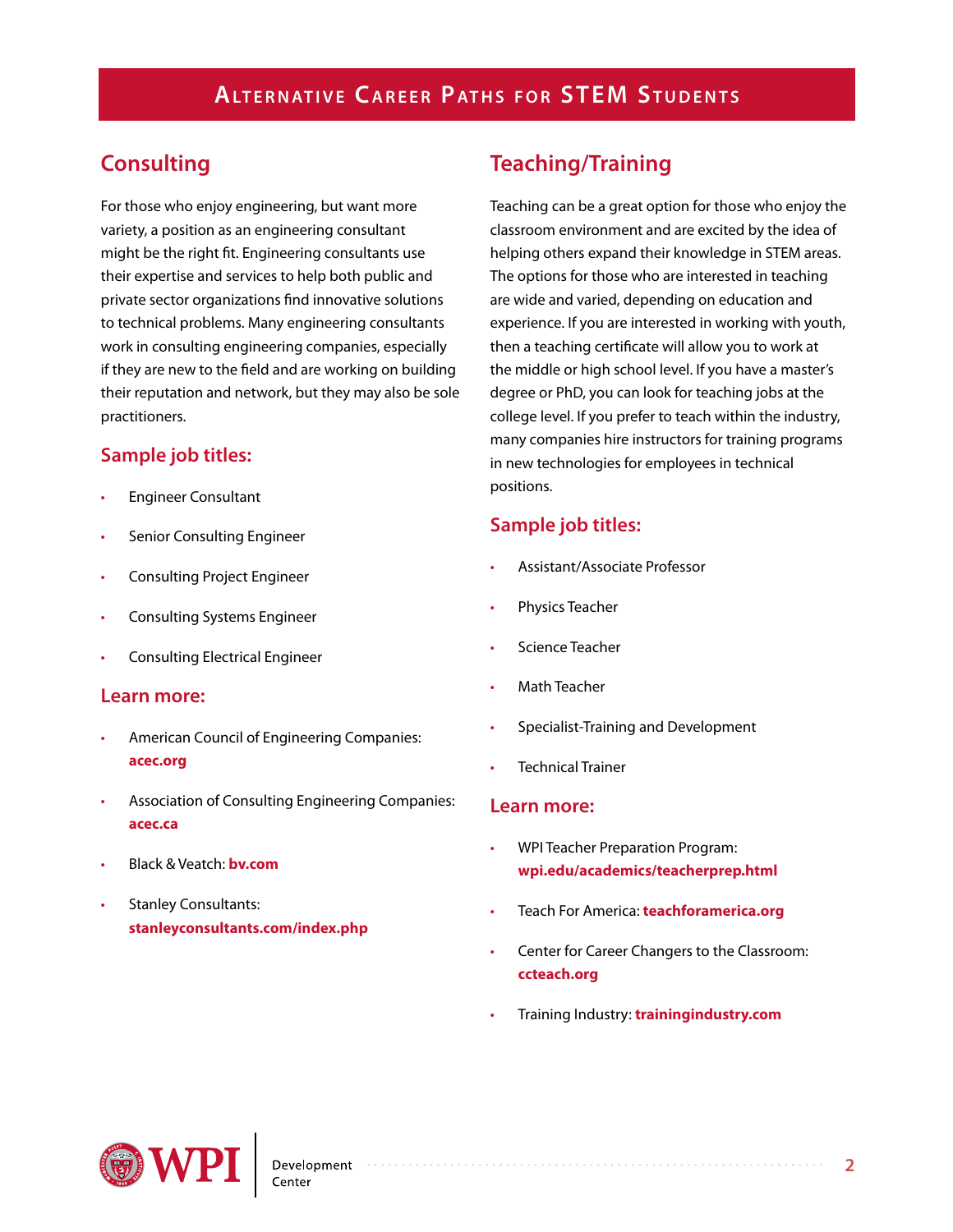# Alternative Career Paths for STEM Students

## Consulting

For those who enjoy engineering, but want more variety, a position as an engineering consultant might be the right fit. Engineering consultants use their expertise and services to help both public and private sector organizations find innovative solutions to technical problems. Many engineering consultants work in consulting engineering companies, especially if they are new to the field and are working on building their reputation and network, but they may also be sole practitioners.

### Sample job titles:

- Engineer Consultant
- Senior Consulting Engineer
- Consulting Project Engineer
- Consulting Systems Engineer
- Consulting Electrical Engineer

### Learn more:

- American Council of Engineering Companies: **acec.org**
- Association of Consulting Engineering Companies: **acec.ca**
- Black & Veatch: **bv.com**
- Stanley Consultants: **stanleyconsultants.com/index.php**

## Teaching/Training

Teaching can be a great option for those who enjoy the classroom environment and are excited by the idea of helping others expand their knowledge in STEM areas. The options for those who are interested in teaching are wide and varied, depending on education and experience. If you are interested in working with youth, then a teaching certificate will allow you to work at the middle or high school level. If you have a master's degree or PhD, you can look for teaching jobs at the college level. If you prefer to teach within the industry, many companies hire instructors for training programs in new technologies for employees in technical positions.

### Sample job titles:

- Assistant/Associate Professor
- Physics Teacher
- Science Teacher
- Math Teacher
- Specialist-Training and Development
- Technical Trainer

### Learn more:

- WPI Teacher Preparation Program: **wpi.edu/academics/teacherprep.html**
- Teach For America: **teachforamerica.org**
- Center for Career Changers to the Classroom: **ccteach.org**
- Training Industry: **trainingindustry.com**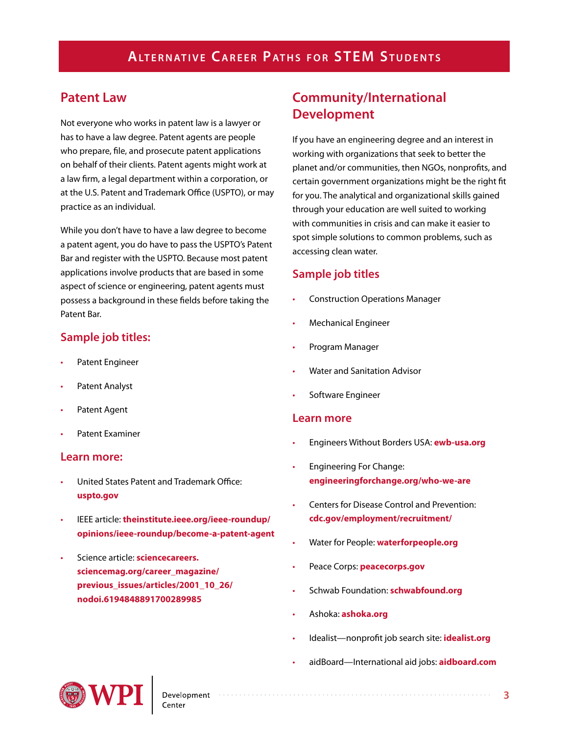# Alternative Career Paths for STEM Students

## Patent Law

Not everyone who works in patent law is a lawyer or has to have a law degree. Patent agents are people who prepare, file, and prosecute patent applications on behalf of their clients. Patent agents might work at a law firm, a legal department within a corporation, or at the U.S. Patent and Trademark Office (USPTO), or may practice as an individual.

While you don't have to have a law degree to become a patent agent, you do have to pass the USPTO's Patent Bar and register with the USPTO. Because most patent applications involve products that are based in some aspect of science or engineering, patent agents must possess a background in these fields before taking the Patent Bar.

### Sample job titles:

- Patent Engineer
- Patent Analyst
- Patent Agent
- Patent Examiner

### Learn more:

- United States Patent and Trademark Office: **uspto.gov**
- IEEE article: **theinstitute.ieee.org/ieee-roundup/opinions/ieee-roundup/become-a-patent-agent**
- Science article: **sciencecareers.sciencemag.org/career_magazine/previous_issues/articles/2001_10_26/nodoi.6194848891700289985**

## Community/International Development

If you have an engineering degree and an interest in working with organizations that seek to better the planet and/or communities, then NGOs, nonprofits, and certain government organizations might be the right fit for you. The analytical and organizational skills gained through your education are well suited to working with communities in crisis and can make it easier to spot simple solutions to common problems, such as accessing clean water.

### Sample job titles

- Construction Operations Manager
- Mechanical Engineer
- Program Manager
- Water and Sanitation Advisor
- Software Engineer

### Learn more

- Engineers Without Borders USA: **ewb-usa.org**
- Engineering For Change: **engineeringforchange.org/who-we-are**
- Centers for Disease Control and Prevention: **cdc.gov/employment/recruitment/**
- Water for People: **waterforpeople.org**
- Peace Corps: **peacecorps.gov**
- Schwab Foundation: **schwabfound.org**
- Ashoka: **ashoka.org**
- Idealist—nonprofit job search site: **idealist.org**
- aidBoard—International aid jobs: **aidboard.com**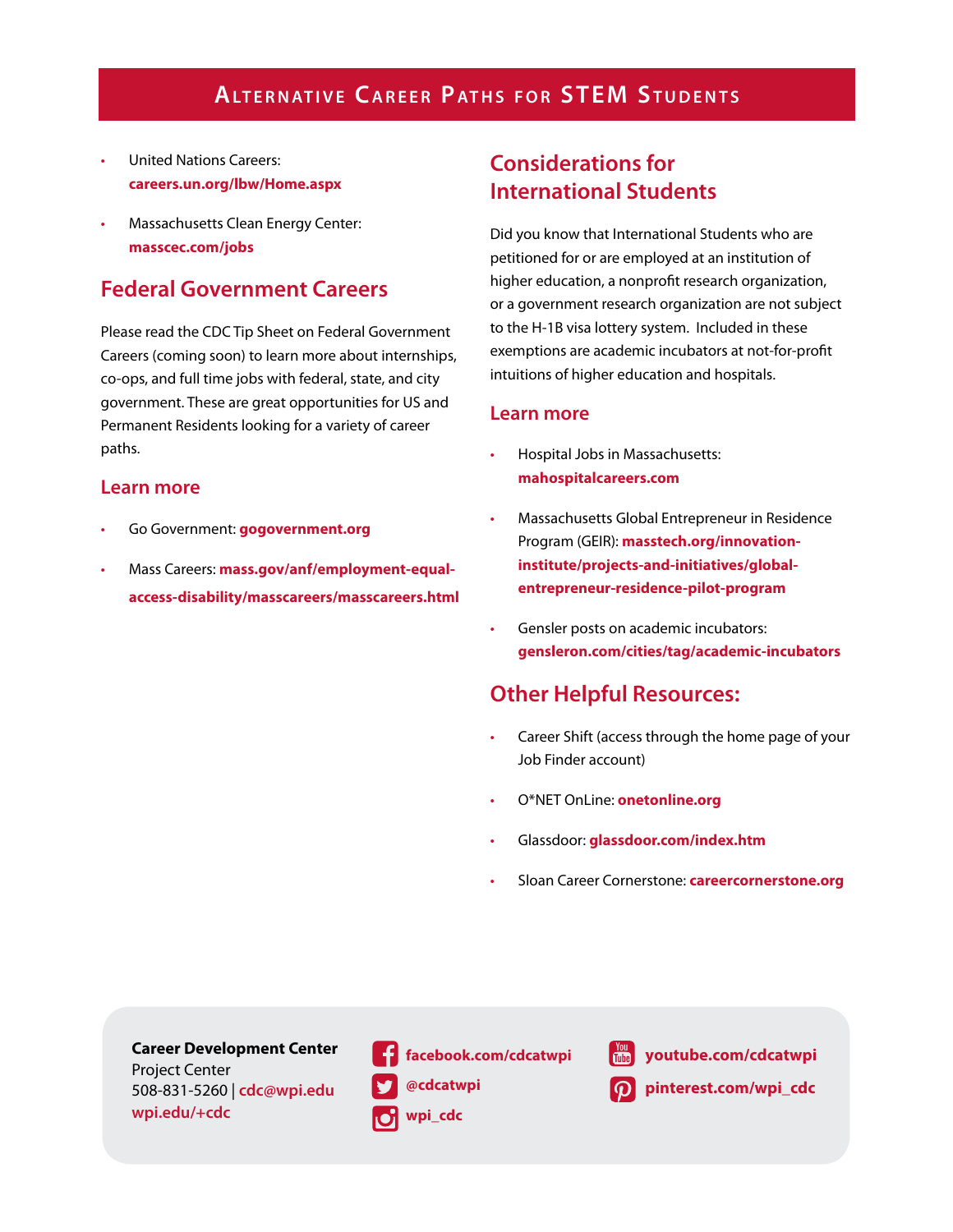# Alternative Career Paths for STEM Students

- United Nations Careers: **careers.un.org/lbw/Home.aspx**
- Massachusetts Clean Energy Center: **masscec.com/jobs**

## Federal Government Careers

Please read the CDC Tip Sheet on Federal Government Careers (coming soon) to learn more about internships, co-ops, and full time jobs with federal, state, and city government. These are great opportunities for US and Permanent Residents looking for a variety of career paths.

### Learn more

- Go Government: **gogovernment.org**
- Mass Careers: **mass.gov/anf/employment-equal-access-disability/masscareers/masscareers.html**

## Considerations for International Students

Did you know that International Students who are petitioned for or are employed at an institution of higher education, a nonprofit research organization, or a government research organization are not subject to the H-1B visa lottery system. Included in these exemptions are academic incubators at not-for-profit intuitions of higher education and hospitals.

### Learn more

- Hospital Jobs in Massachusetts: **mahospitalcareers.com**
- Massachusetts Global Entrepreneur in Residence Program (GEIR): **masstech.org/innovation-institute/projects-and-initiatives/global-entrepreneur-residence-pilot-program**
- Gensler posts on academic incubators: **gensleron.com/cities/tag/academic-incubators**

## Other Helpful Resources:

- Career Shift (access through the home page of your Job Finder account)
- O*NET OnLine: **onetonline.org**
- Glassdoor: **glassdoor.com/index.htm**
- Sloan Career Cornerstone: **careercornerstone.org**

**Career Development Center**
Project Center
508-831-5260 | **cdc@wpi.edu**
**wpi.edu/+cdc**

**facebook.com/cdcatwpi**
**@cdcatwpi**
**wpi_cdc**
**youtube.com/cdcatwpi**
**pinterest.com/wpi_cdc**